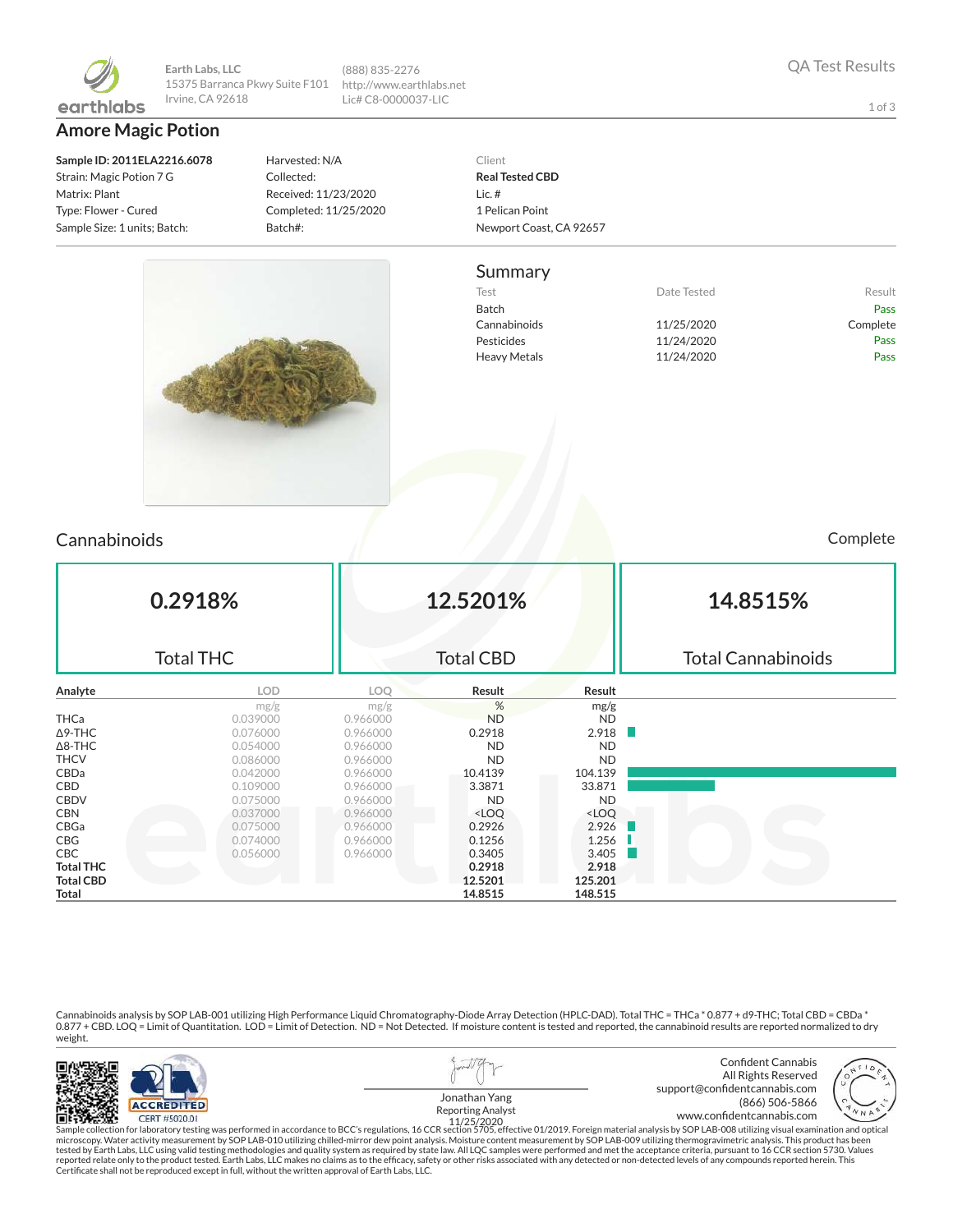**Earth Labs, LLC**
15375 Barranca Pkwy Suite F101
Irvine, CA 92618

(888) 835-2276
http://www.earthlabs.net
Lic# C8-0000037-LIC

QA Test Results

# Amore Magic Potion

**Sample ID: 2011ELA2216.6078**
Strain: Magic Potion 7 G
Matrix: Plant
Type: Flower - Cured
Sample Size: 1 units; Batch:

Harvested: N/A
Collected:
Received: 11/23/2020
Completed: 11/25/2020
Batch#:

Client
**Real Tested CBD**
Lic. #
1 Pelican Point
Newport Coast, CA 92657

## Summary

| Test | Date Tested | Result |
|---|---|---|
| Batch | | Pass |
| Cannabinoids | 11/25/2020 | Complete |
| Pesticides | 11/24/2020 | Pass |
| Heavy Metals | 11/24/2020 | Pass |

## Cannabinoids

Complete

| 0.2918% | 12.5201% | 14.8515% |
|---|---|---|
| Total THC | Total CBD | Total Cannabinoids |

| Analyte | LOD | LOQ | Result | Result |
|---|---|---|---|---|
| | mg/g | mg/g | % | mg/g |
| THCa | 0.039000 | 0.966000 | ND | ND |
| Δ9-THC | 0.076000 | 0.966000 | 0.2918 | 2.918 |
| Δ8-THC | 0.054000 | 0.966000 | ND | ND |
| THCV | 0.086000 | 0.966000 | ND | ND |
| CBDa | 0.042000 | 0.966000 | 10.4139 | 104.139 |
| CBD | 0.109000 | 0.966000 | 3.3871 | 33.871 |
| CBDV | 0.075000 | 0.966000 | ND | ND |
| CBN | 0.037000 | 0.966000 | <LOQ | <LOQ |
| CBGa | 0.075000 | 0.966000 | 0.2926 | 2.926 |
| CBG | 0.074000 | 0.966000 | 0.1256 | 1.256 |
| CBC | 0.056000 | 0.966000 | 0.3405 | 3.405 |
| **Total THC** | | | **0.2918** | **2.918** |
| **Total CBD** | | | **12.5201** | **125.201** |
| **Total** | | | **14.8515** | **148.515** |

Cannabinoids analysis by SOP LAB-001 utilizing High Performance Liquid Chromatography-Diode Array Detection (HPLC-DAD). Total THC = THCa * 0.877 + d9-THC; Total CBD = CBDa * 0.877 + CBD. LOQ = Limit of Quantitation. LOD = Limit of Detection. ND = Not Detected. If moisture content is tested and reported, the cannabinoid results are reported normalized to dry weight.

ACCREDITED
CERT #5020.01

Jonathan Yang
Reporting Analyst
11/25/2020

Confident Cannabis
All Rights Reserved
support@confidentcannabis.com
(866) 506-5866
www.confidentcannabis.com

Sample collection for laboratory testing was performed in accordance to BCC's regulations, 16 CCR section 5705, effective 01/2019. Foreign material analysis by SOP LAB-008 utilizing visual examination and optical microscopy. Water activity measurement by SOP LAB-010 utilizing chilled-mirror dew point analysis. Moisture content measurement by SOP LAB-009 utilizing thermogravimetric analysis. This product has been tested by Earth Labs, LLC using valid testing methodologies and quality system as required by state law. All LQC samples were performed and met the acceptance criteria, pursuant to 16 CCR section 5730. Values reported relate only to the product tested. Earth Labs, LLC makes no claims as to the efficacy, safety or other risks associated with any detected or non-detected levels of any compounds reported herein. This Certificate shall not be reproduced except in full, without the written approval of Earth Labs, LLC.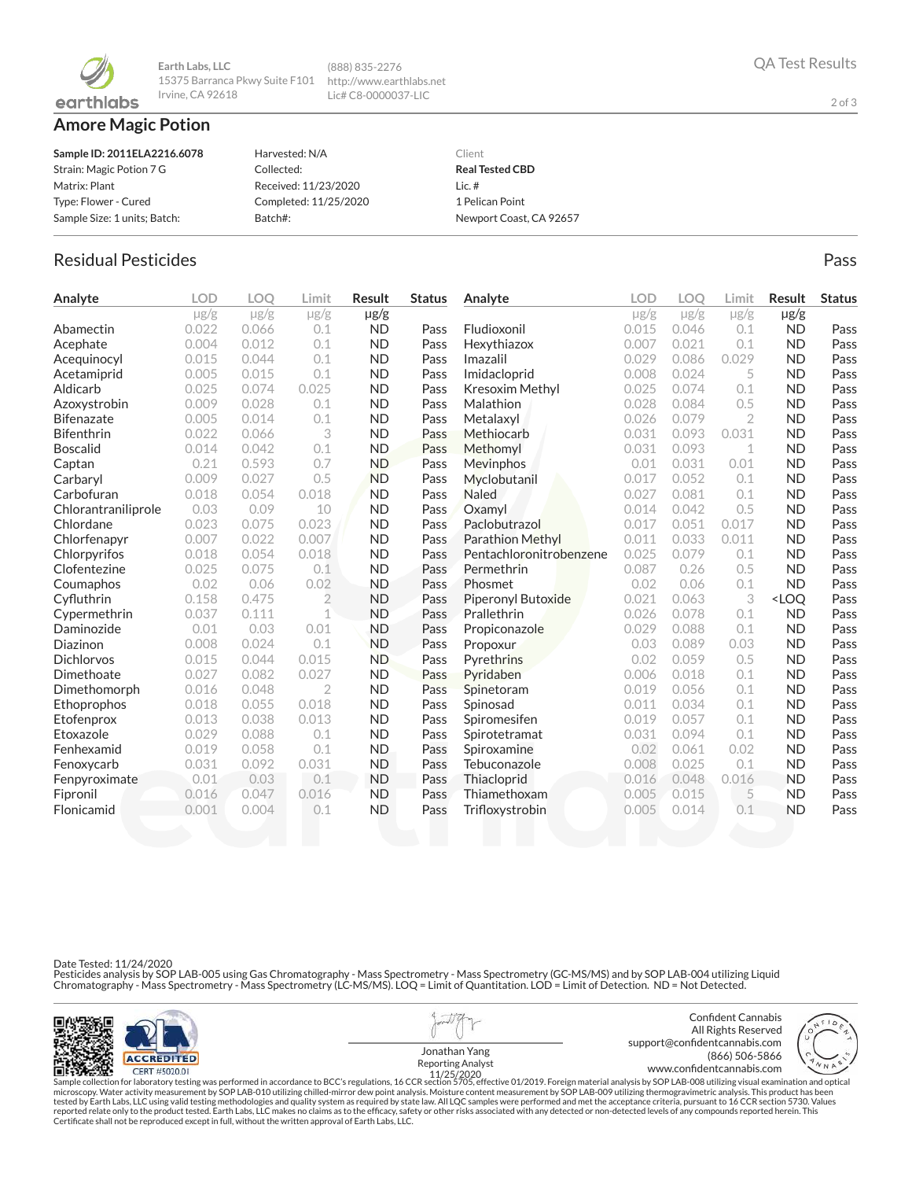Earth Labs, LLC
15375 Barranca Pkwy Suite F101
Irvine, CA 92618

(888) 835-2276
http://www.earthlabs.net
Lic# C8-0000037-LIC

QA Test Results

# Amore Magic Potion

| | | |
|---|---|---|
| **Sample ID: 2011ELA2216.6078** | Harvested: N/A | Client |
| Strain: Magic Potion 7 G | Collected: | **Real Tested CBD** |
| Matrix: Plant | Received: 11/23/2020 | Lic. # |
| Type: Flower - Cured | Completed: 11/25/2020 | 1 Pelican Point |
| Sample Size: 1 units; Batch: | Batch#: | Newport Coast, CA 92657 |

## Residual Pesticides

Pass

| Analyte | LOD | LOQ | Limit | Result | Status |
|---|---|---|---|---|---|
| | μg/g | μg/g | μg/g | μg/g | |
| Abamectin | 0.022 | 0.066 | 0.1 | ND | Pass |
| Acephate | 0.004 | 0.012 | 0.1 | ND | Pass |
| Acequinocyl | 0.015 | 0.044 | 0.1 | ND | Pass |
| Acetamiprid | 0.005 | 0.015 | 0.1 | ND | Pass |
| Aldicarb | 0.025 | 0.074 | 0.025 | ND | Pass |
| Azoxystrobin | 0.009 | 0.028 | 0.1 | ND | Pass |
| Bifenazate | 0.005 | 0.014 | 0.1 | ND | Pass |
| Bifenthrin | 0.022 | 0.066 | 3 | ND | Pass |
| Boscalid | 0.014 | 0.042 | 0.1 | ND | Pass |
| Captan | 0.21 | 0.593 | 0.7 | ND | Pass |
| Carbaryl | 0.009 | 0.027 | 0.5 | ND | Pass |
| Carbofuran | 0.018 | 0.054 | 0.018 | ND | Pass |
| Chlorantraniliprole | 0.03 | 0.09 | 10 | ND | Pass |
| Chlordane | 0.023 | 0.075 | 0.023 | ND | Pass |
| Chlorfenapyr | 0.007 | 0.022 | 0.007 | ND | Pass |
| Chlorpyrifos | 0.018 | 0.054 | 0.018 | ND | Pass |
| Clofentezine | 0.025 | 0.075 | 0.1 | ND | Pass |
| Coumaphos | 0.02 | 0.06 | 0.02 | ND | Pass |
| Cyfluthrin | 0.158 | 0.475 | 2 | ND | Pass |
| Cypermethrin | 0.037 | 0.111 | 1 | ND | Pass |
| Daminozide | 0.01 | 0.03 | 0.01 | ND | Pass |
| Diazinon | 0.008 | 0.024 | 0.1 | ND | Pass |
| Dichlorvos | 0.015 | 0.044 | 0.015 | ND | Pass |
| Dimethoate | 0.027 | 0.082 | 0.027 | ND | Pass |
| Dimethomorph | 0.016 | 0.048 | 2 | ND | Pass |
| Ethoprophos | 0.018 | 0.055 | 0.018 | ND | Pass |
| Etofenprox | 0.013 | 0.038 | 0.013 | ND | Pass |
| Etoxazole | 0.029 | 0.088 | 0.1 | ND | Pass |
| Fenhexamid | 0.019 | 0.058 | 0.1 | ND | Pass |
| Fenoxycarb | 0.031 | 0.092 | 0.031 | ND | Pass |
| Fenpyroximate | 0.01 | 0.03 | 0.1 | ND | Pass |
| Fipronil | 0.016 | 0.047 | 0.016 | ND | Pass |
| Flonicamid | 0.001 | 0.004 | 0.1 | ND | Pass |
| Fludioxonil | 0.015 | 0.046 | 0.1 | ND | Pass |
| Hexythiazox | 0.007 | 0.021 | 0.1 | ND | Pass |
| Imazalil | 0.029 | 0.086 | 0.029 | ND | Pass |
| Imidacloprid | 0.008 | 0.024 | 5 | ND | Pass |
| Kresoxim Methyl | 0.025 | 0.074 | 0.1 | ND | Pass |
| Malathion | 0.028 | 0.084 | 0.5 | ND | Pass |
| Metalaxyl | 0.026 | 0.079 | 2 | ND | Pass |
| Methiocarb | 0.031 | 0.093 | 0.031 | ND | Pass |
| Methomyl | 0.031 | 0.093 | 1 | ND | Pass |
| Mevinphos | 0.01 | 0.031 | 0.01 | ND | Pass |
| Myclobutanil | 0.017 | 0.052 | 0.1 | ND | Pass |
| Naled | 0.027 | 0.081 | 0.1 | ND | Pass |
| Oxamyl | 0.014 | 0.042 | 0.5 | ND | Pass |
| Paclobutrazol | 0.017 | 0.051 | 0.017 | ND | Pass |
| Parathion Methyl | 0.011 | 0.033 | 0.011 | ND | Pass |
| Pentachloronitrobenzene | 0.025 | 0.079 | 0.1 | ND | Pass |
| Permethrin | 0.087 | 0.26 | 0.5 | ND | Pass |
| Phosmet | 0.02 | 0.06 | 0.1 | ND | Pass |
| Piperonyl Butoxide | 0.021 | 0.063 | 3 | <LOQ | Pass |
| Prallethrin | 0.026 | 0.078 | 0.1 | ND | Pass |
| Propiconazole | 0.029 | 0.088 | 0.1 | ND | Pass |
| Propoxur | 0.03 | 0.089 | 0.03 | ND | Pass |
| Pyrethrins | 0.02 | 0.059 | 0.5 | ND | Pass |
| Pyridaben | 0.006 | 0.018 | 0.1 | ND | Pass |
| Spinetoram | 0.019 | 0.056 | 0.1 | ND | Pass |
| Spinosad | 0.011 | 0.034 | 0.1 | ND | Pass |
| Spiromesifen | 0.019 | 0.057 | 0.1 | ND | Pass |
| Spirotetramat | 0.031 | 0.094 | 0.1 | ND | Pass |
| Spiroxamine | 0.02 | 0.061 | 0.02 | ND | Pass |
| Tebuconazole | 0.008 | 0.025 | 0.1 | ND | Pass |
| Thiacloprid | 0.016 | 0.048 | 0.016 | ND | Pass |
| Thiamethoxam | 0.005 | 0.015 | 5 | ND | Pass |
| Trifloxystrobin | 0.005 | 0.014 | 0.1 | ND | Pass |

Date Tested: 11/24/2020
Pesticides analysis by SOP LAB-005 using Gas Chromatography - Mass Spectrometry - Mass Spectrometry (GC-MS/MS) and by SOP LAB-004 utilizing Liquid Chromatography - Mass Spectrometry - Mass Spectrometry (LC-MS/MS). LOQ = Limit of Quantitation. LOD = Limit of Detection. ND = Not Detected.

ACCREDITED
CERT #5020.01

Jonathan Yang
Reporting Analyst
11/25/2020

Confident Cannabis
All Rights Reserved
support@confidentcannabis.com
(866) 506-5866
www.confidentcannabis.com

Sample collection for laboratory testing was performed in accordance to BCC's regulations, 16 CCR section 5705, effective 01/2019. Foreign material analysis by SOP LAB-008 utilizing visual examination and optical microscopy. Water activity measurement by SOP LAB-010 utilizing chilled-mirror dew point analysis. Moisture content measurement by SOP LAB-009 utilizing thermogravimetric analysis. This product has been tested by Earth Labs, LLC using valid testing methodologies and quality system as required by state law. All LQC samples were performed and met the acceptance criteria, pursuant to 16 CCR section 5730. Values reported relate only to the product tested. Earth Labs, LLC makes no claims as to the efficacy, safety or other risks associated with any detected or non-detected levels of any compounds reported herein. This Certificate shall not be reproduced except in full, without the written approval of Earth Labs, LLC.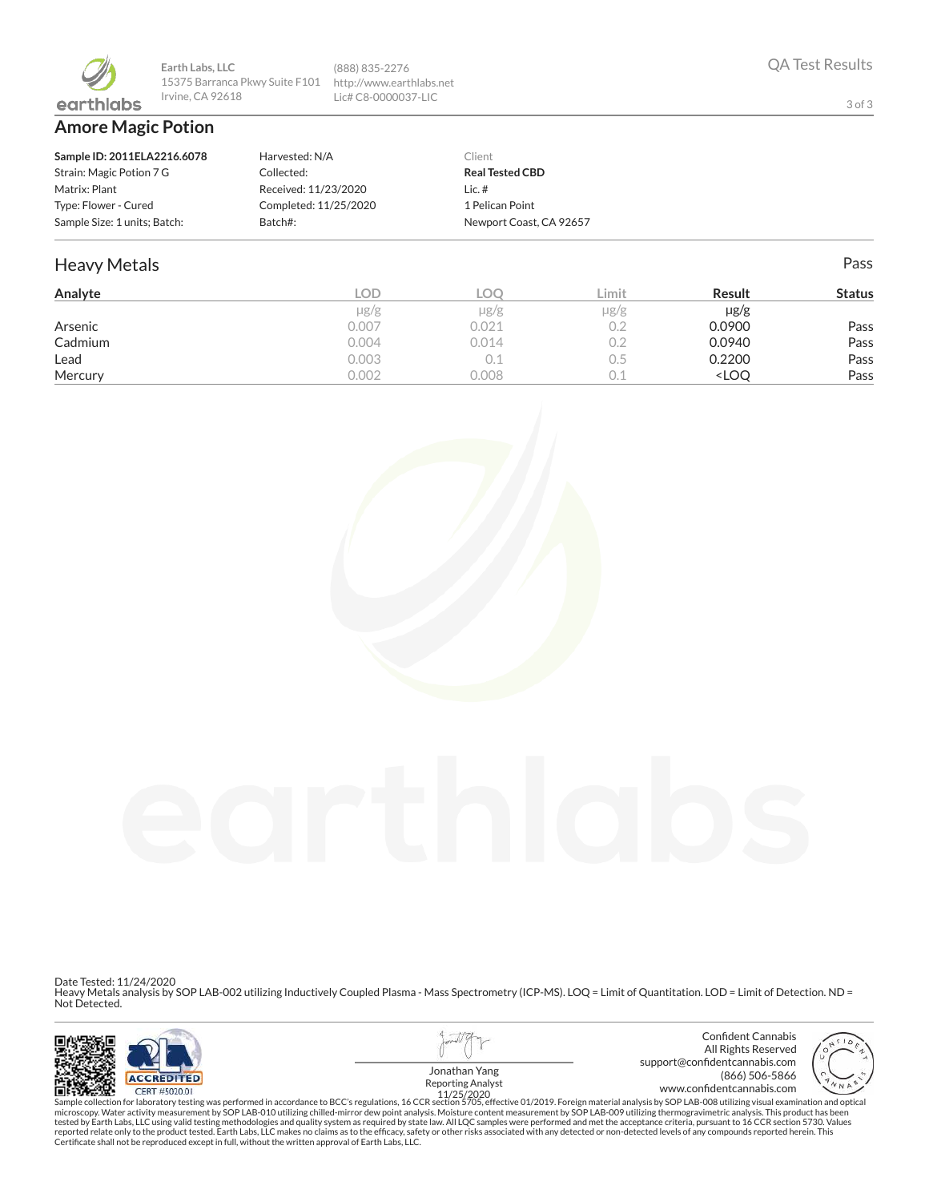Earth Labs, LLC
15375 Barranca Pkwy Suite F101
Irvine, CA 92618

(888) 835-2276
http://www.earthlabs.net
Lic# C8-0000037-LIC

QA Test Results

## Amore Magic Potion

| | | |
|---|---|---|
| **Sample ID: 2011ELA2216.6078** | Harvested: N/A | Client |
| Strain: Magic Potion 7 G | Collected: | **Real Tested CBD** |
| Matrix: Plant | Received: 11/23/2020 | Lic. # |
| Type: Flower - Cured | Completed: 11/25/2020 | 1 Pelican Point |
| Sample Size: 1 units; Batch: | Batch#: | Newport Coast, CA 92657 |

## Heavy Metals

Pass

| Analyte | LOD | LOQ | Limit | Result | Status |
|---|---|---|---|---|---|
| | μg/g | μg/g | μg/g | μg/g | |
| Arsenic | 0.007 | 0.021 | 0.2 | 0.0900 | Pass |
| Cadmium | 0.004 | 0.014 | 0.2 | 0.0940 | Pass |
| Lead | 0.003 | 0.1 | 0.5 | 0.2200 | Pass |
| Mercury | 0.002 | 0.008 | 0.1 | <LOQ | Pass |

Date Tested: 11/24/2020
Heavy Metals analysis by SOP LAB-002 utilizing Inductively Coupled Plasma - Mass Spectrometry (ICP-MS). LOQ = Limit of Quantitation. LOD = Limit of Detection. ND = Not Detected.

ACCREDITED
CERT #5020.01

Jonathan Yang
Reporting Analyst
11/25/2020

Confident Cannabis
All Rights Reserved
support@confidentcannabis.com
(866) 506-5866
www.confidentcannabis.com

Sample collection for laboratory testing was performed in accordance to BCC's regulations, 16 CCR section 5705, effective 01/2019. Foreign material analysis by SOP LAB-008 utilizing visual examination and optical microscopy. Water activity measurement by SOP LAB-010 utilizing chilled-mirror dew point analysis. Moisture content measurement by SOP LAB-009 utilizing thermogravimetric analysis. This product has been tested by Earth Labs, LLC using valid testing methodologies and quality system as required by state law. All LQC samples were performed and met the acceptance criteria, pursuant to 16 CCR section 5730. Values reported relate only to the product tested. Earth Labs, LLC makes no claims as to the efficacy, safety or other risks associated with any detected or non-detected levels of any compounds reported herein. This Certificate shall not be reproduced except in full, without the written approval of Earth Labs, LLC.